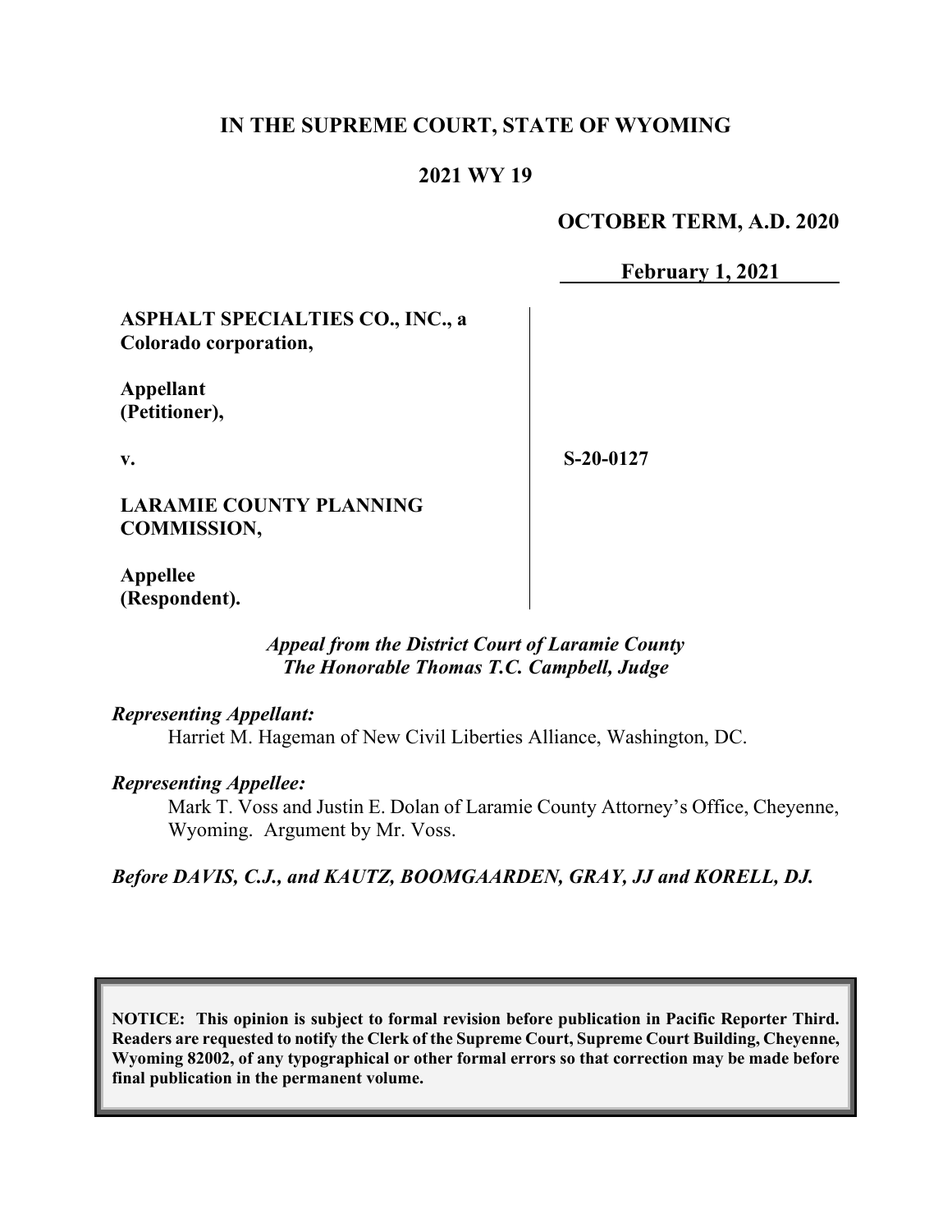**IN THE SUPREME COURT, STATE OF WYOMING**

**2021 WY 19**

**OCTOBER TERM, A.D. 2020**

**February 1, 2021**

**ASPHALT SPECIALTIES CO., INC., a Colorado corporation,**

**Appellant (Petitioner),**

**v.**

**LARAMIE COUNTY PLANNING COMMISSION,**

**Appellee (Respondent).**

**S-20-0127**

***Appeal from the District Court of Laramie County***
***The Honorable Thomas T.C. Campbell, Judge***

***Representing Appellant:***
Harriet M. Hageman of New Civil Liberties Alliance, Washington, DC.

***Representing Appellee:***
Mark T. Voss and Justin E. Dolan of Laramie County Attorney's Office, Cheyenne, Wyoming. Argument by Mr. Voss.

***Before DAVIS, C.J., and KAUTZ, BOOMGAARDEN, GRAY, JJ and KORELL, DJ.***

**NOTICE: This opinion is subject to formal revision before publication in Pacific Reporter Third. Readers are requested to notify the Clerk of the Supreme Court, Supreme Court Building, Cheyenne, Wyoming 82002, of any typographical or other formal errors so that correction may be made before final publication in the permanent volume.**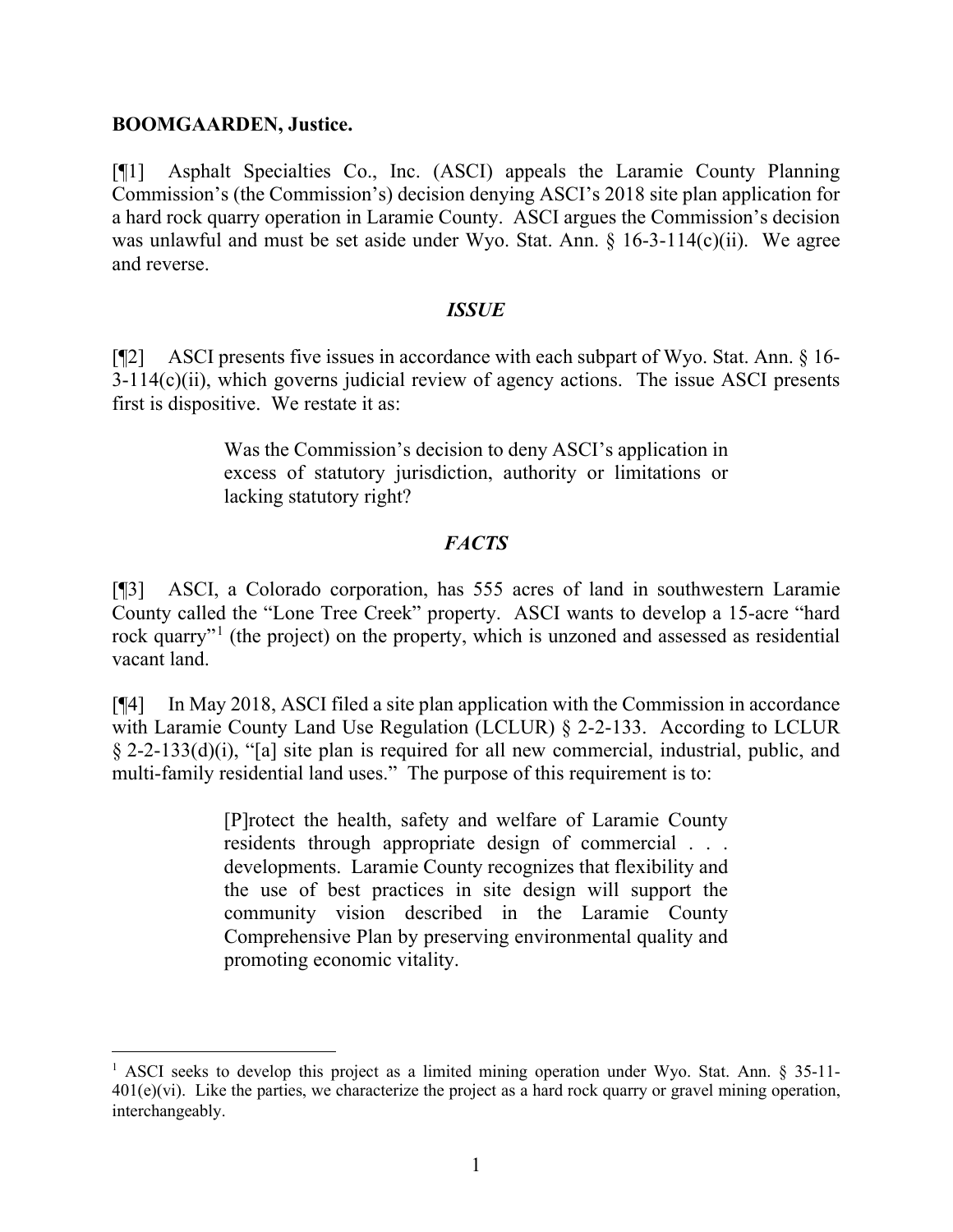**BOOMGAARDEN, Justice.**

[¶1] Asphalt Specialties Co., Inc. (ASCI) appeals the Laramie County Planning Commission's (the Commission's) decision denying ASCI's 2018 site plan application for a hard rock quarry operation in Laramie County. ASCI argues the Commission's decision was unlawful and must be set aside under Wyo. Stat. Ann. § 16-3-114(c)(ii). We agree and reverse.

## *ISSUE*

[¶2] ASCI presents five issues in accordance with each subpart of Wyo. Stat. Ann. § 16-3-114(c)(ii), which governs judicial review of agency actions. The issue ASCI presents first is dispositive. We restate it as:

> Was the Commission's decision to deny ASCI's application in excess of statutory jurisdiction, authority or limitations or lacking statutory right?

## *FACTS*

[¶3] ASCI, a Colorado corporation, has 555 acres of land in southwestern Laramie County called the "Lone Tree Creek" property. ASCI wants to develop a 15-acre "hard rock quarry"[1] (the project) on the property, which is unzoned and assessed as residential vacant land.

[¶4] In May 2018, ASCI filed a site plan application with the Commission in accordance with Laramie County Land Use Regulation (LCLUR) § 2-2-133. According to LCLUR § 2-2-133(d)(i), "[a] site plan is required for all new commercial, industrial, public, and multi-family residential land uses." The purpose of this requirement is to:

> [P]rotect the health, safety and welfare of Laramie County residents through appropriate design of commercial . . . developments. Laramie County recognizes that flexibility and the use of best practices in site design will support the community vision described in the Laramie County Comprehensive Plan by preserving environmental quality and promoting economic vitality.

---

[1] ASCI seeks to develop this project as a limited mining operation under Wyo. Stat. Ann. § 35-11-401(e)(vi). Like the parties, we characterize the project as a hard rock quarry or gravel mining operation, interchangeably.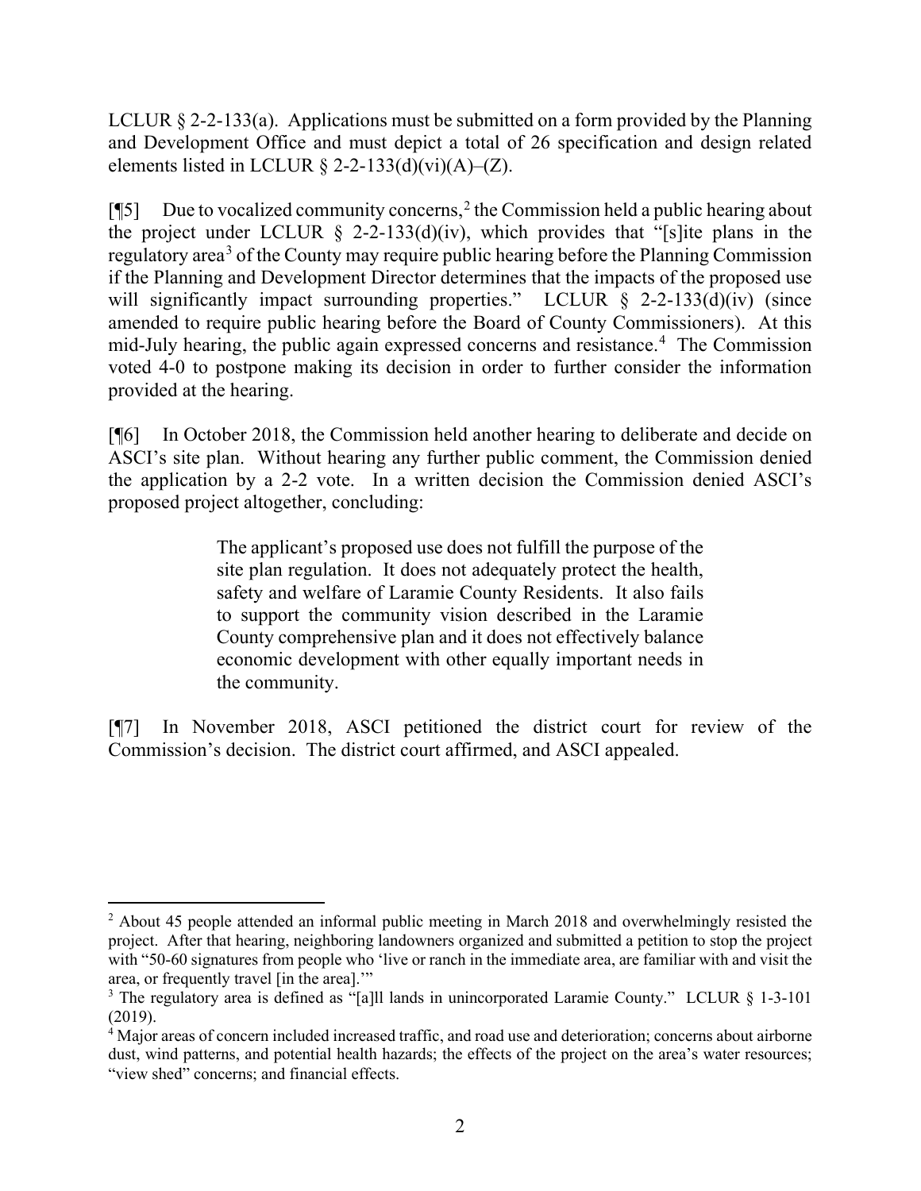LCLUR § 2-2-133(a). Applications must be submitted on a form provided by the Planning and Development Office and must depict a total of 26 specification and design related elements listed in LCLUR § 2-2-133(d)(vi)(A)–(Z).

[¶5] Due to vocalized community concerns,[2] the Commission held a public hearing about the project under LCLUR § 2-2-133(d)(iv), which provides that "[s]ite plans in the regulatory area[3] of the County may require public hearing before the Planning Commission if the Planning and Development Director determines that the impacts of the proposed use will significantly impact surrounding properties." LCLUR § 2-2-133(d)(iv) (since amended to require public hearing before the Board of County Commissioners). At this mid-July hearing, the public again expressed concerns and resistance.[4] The Commission voted 4-0 to postpone making its decision in order to further consider the information provided at the hearing.

[¶6] In October 2018, the Commission held another hearing to deliberate and decide on ASCI's site plan. Without hearing any further public comment, the Commission denied the application by a 2-2 vote. In a written decision the Commission denied ASCI's proposed project altogether, concluding:

> The applicant's proposed use does not fulfill the purpose of the site plan regulation. It does not adequately protect the health, safety and welfare of Laramie County Residents. It also fails to support the community vision described in the Laramie County comprehensive plan and it does not effectively balance economic development with other equally important needs in the community.

[¶7] In November 2018, ASCI petitioned the district court for review of the Commission's decision. The district court affirmed, and ASCI appealed.

---

[2] About 45 people attended an informal public meeting in March 2018 and overwhelmingly resisted the project. After that hearing, neighboring landowners organized and submitted a petition to stop the project with "50-60 signatures from people who 'live or ranch in the immediate area, are familiar with and visit the area, or frequently travel [in the area].'"

[3] The regulatory area is defined as "[a]ll lands in unincorporated Laramie County." LCLUR § 1-3-101 (2019).

[4] Major areas of concern included increased traffic, and road use and deterioration; concerns about airborne dust, wind patterns, and potential health hazards; the effects of the project on the area's water resources; "view shed" concerns; and financial effects.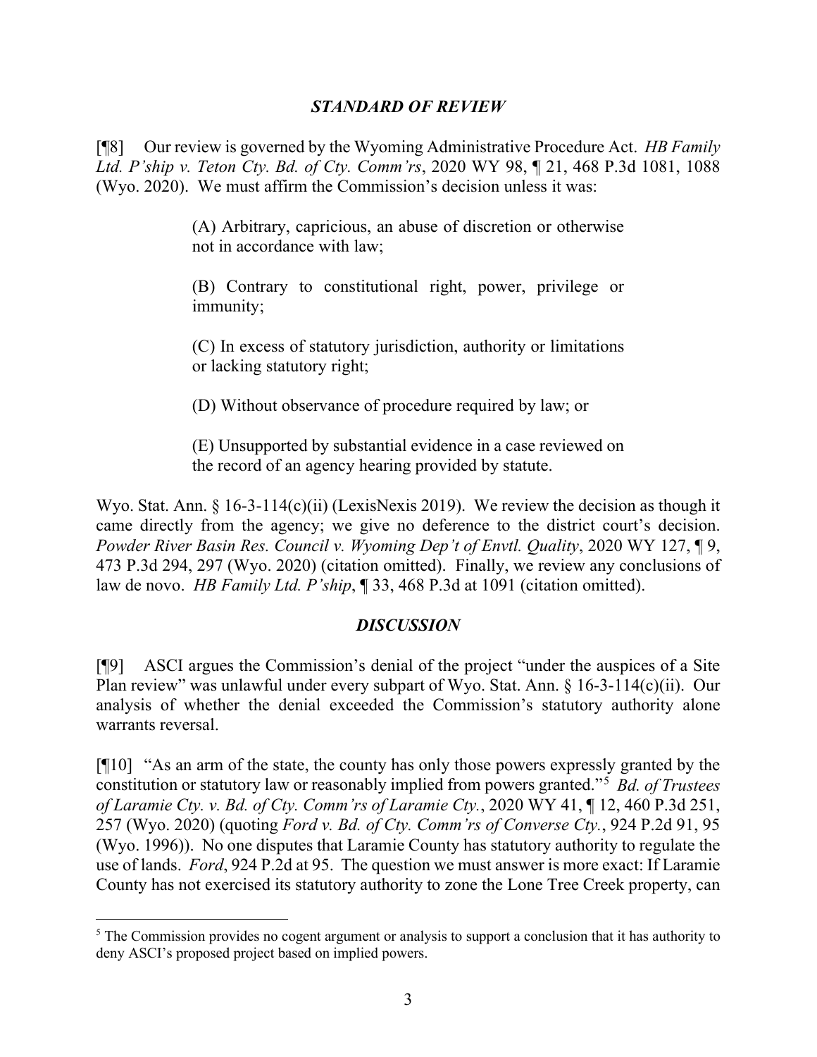### *STANDARD OF REVIEW*

[¶8] Our review is governed by the Wyoming Administrative Procedure Act. *HB Family Ltd. P'ship v. Teton Cty. Bd. of Cty. Comm'rs*, 2020 WY 98, ¶ 21, 468 P.3d 1081, 1088 (Wyo. 2020). We must affirm the Commission's decision unless it was:

> (A) Arbitrary, capricious, an abuse of discretion or otherwise not in accordance with law;
>
> (B) Contrary to constitutional right, power, privilege or immunity;
>
> (C) In excess of statutory jurisdiction, authority or limitations or lacking statutory right;
>
> (D) Without observance of procedure required by law; or
>
> (E) Unsupported by substantial evidence in a case reviewed on the record of an agency hearing provided by statute.

Wyo. Stat. Ann. § 16-3-114(c)(ii) (LexisNexis 2019). We review the decision as though it came directly from the agency; we give no deference to the district court's decision. *Powder River Basin Res. Council v. Wyoming Dep't of Envtl. Quality*, 2020 WY 127, ¶ 9, 473 P.3d 294, 297 (Wyo. 2020) (citation omitted). Finally, we review any conclusions of law de novo. *HB Family Ltd. P'ship*, ¶ 33, 468 P.3d at 1091 (citation omitted).

### *DISCUSSION*

[¶9] ASCI argues the Commission's denial of the project "under the auspices of a Site Plan review" was unlawful under every subpart of Wyo. Stat. Ann. § 16-3-114(c)(ii). Our analysis of whether the denial exceeded the Commission's statutory authority alone warrants reversal.

[¶10] "As an arm of the state, the county has only those powers expressly granted by the constitution or statutory law or reasonably implied from powers granted."[5] *Bd. of Trustees of Laramie Cty. v. Bd. of Cty. Comm'rs of Laramie Cty.*, 2020 WY 41, ¶ 12, 460 P.3d 251, 257 (Wyo. 2020) (quoting *Ford v. Bd. of Cty. Comm'rs of Converse Cty.*, 924 P.2d 91, 95 (Wyo. 1996)). No one disputes that Laramie County has statutory authority to regulate the use of lands. *Ford*, 924 P.2d at 95. The question we must answer is more exact: If Laramie County has not exercised its statutory authority to zone the Lone Tree Creek property, can

[5] The Commission provides no cogent argument or analysis to support a conclusion that it has authority to deny ASCI's proposed project based on implied powers.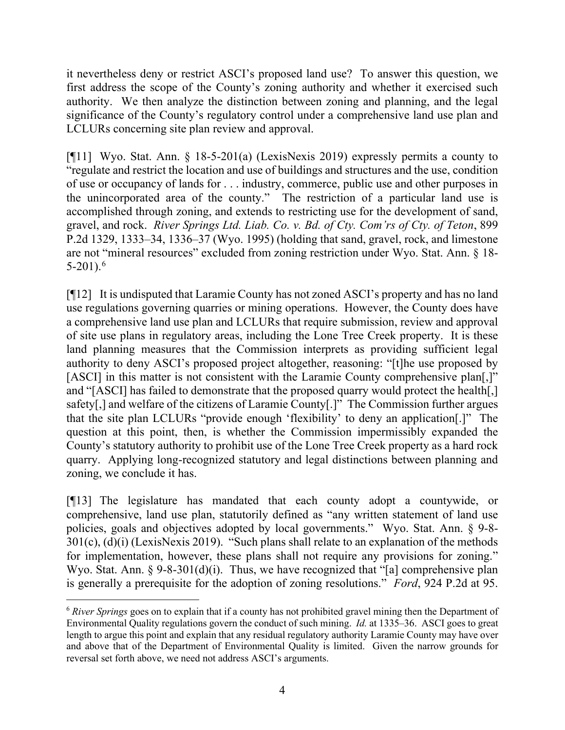it nevertheless deny or restrict ASCI's proposed land use? To answer this question, we first address the scope of the County's zoning authority and whether it exercised such authority. We then analyze the distinction between zoning and planning, and the legal significance of the County's regulatory control under a comprehensive land use plan and LCLURs concerning site plan review and approval.

[¶11] Wyo. Stat. Ann. § 18-5-201(a) (LexisNexis 2019) expressly permits a county to "regulate and restrict the location and use of buildings and structures and the use, condition of use or occupancy of lands for . . . industry, commerce, public use and other purposes in the unincorporated area of the county." The restriction of a particular land use is accomplished through zoning, and extends to restricting use for the development of sand, gravel, and rock. *River Springs Ltd. Liab. Co. v. Bd. of Cty. Com'rs of Cty. of Teton*, 899 P.2d 1329, 1333–34, 1336–37 (Wyo. 1995) (holding that sand, gravel, rock, and limestone are not "mineral resources" excluded from zoning restriction under Wyo. Stat. Ann. § 18-5-201).[6]

[¶12] It is undisputed that Laramie County has not zoned ASCI's property and has no land use regulations governing quarries or mining operations. However, the County does have a comprehensive land use plan and LCLURs that require submission, review and approval of site use plans in regulatory areas, including the Lone Tree Creek property. It is these land planning measures that the Commission interprets as providing sufficient legal authority to deny ASCI's proposed project altogether, reasoning: "[t]he use proposed by [ASCI] in this matter is not consistent with the Laramie County comprehensive plan[,]" and "[ASCI] has failed to demonstrate that the proposed quarry would protect the health[,] safety[,] and welfare of the citizens of Laramie County[.]" The Commission further argues that the site plan LCLURs "provide enough 'flexibility' to deny an application[.]" The question at this point, then, is whether the Commission impermissibly expanded the County's statutory authority to prohibit use of the Lone Tree Creek property as a hard rock quarry. Applying long-recognized statutory and legal distinctions between planning and zoning, we conclude it has.

[¶13] The legislature has mandated that each county adopt a countywide, or comprehensive, land use plan, statutorily defined as "any written statement of land use policies, goals and objectives adopted by local governments." Wyo. Stat. Ann. § 9-8-301(c), (d)(i) (LexisNexis 2019). "Such plans shall relate to an explanation of the methods for implementation, however, these plans shall not require any provisions for zoning." Wyo. Stat. Ann. § 9-8-301(d)(i). Thus, we have recognized that "[a] comprehensive plan is generally a prerequisite for the adoption of zoning resolutions." *Ford*, 924 P.2d at 95.

[6] *River Springs* goes on to explain that if a county has not prohibited gravel mining then the Department of Environmental Quality regulations govern the conduct of such mining. *Id.* at 1335–36. ASCI goes to great length to argue this point and explain that any residual regulatory authority Laramie County may have over and above that of the Department of Environmental Quality is limited. Given the narrow grounds for reversal set forth above, we need not address ASCI's arguments.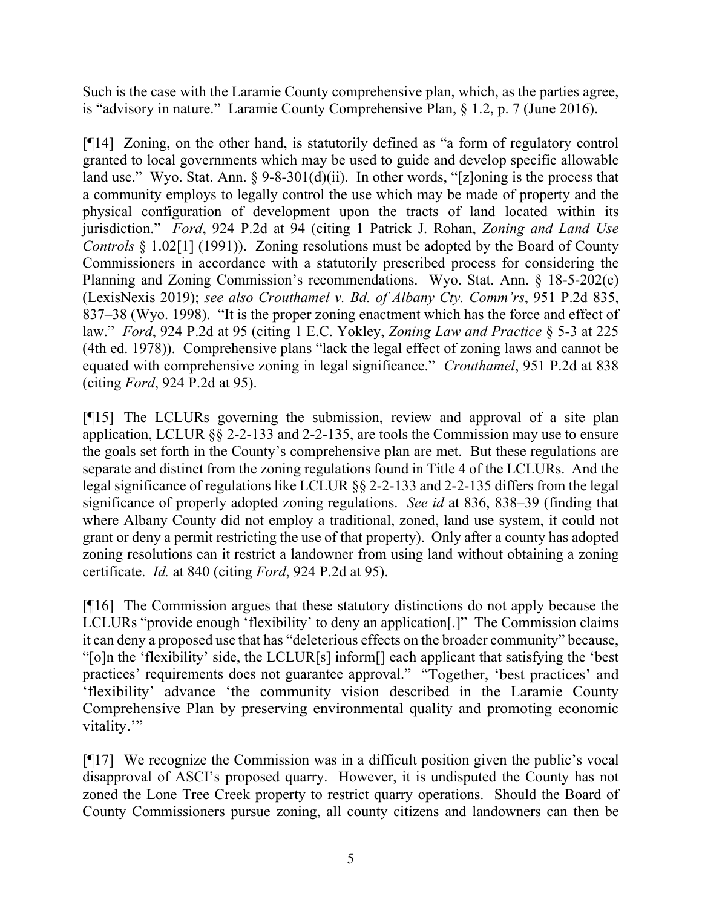Such is the case with the Laramie County comprehensive plan, which, as the parties agree, is "advisory in nature." Laramie County Comprehensive Plan, § 1.2, p. 7 (June 2016).

[¶14] Zoning, on the other hand, is statutorily defined as "a form of regulatory control granted to local governments which may be used to guide and develop specific allowable land use." Wyo. Stat. Ann. § 9-8-301(d)(ii). In other words, "[z]oning is the process that a community employs to legally control the use which may be made of property and the physical configuration of development upon the tracts of land located within its jurisdiction." *Ford*, 924 P.2d at 94 (citing 1 Patrick J. Rohan, *Zoning and Land Use Controls* § 1.02[1] (1991)). Zoning resolutions must be adopted by the Board of County Commissioners in accordance with a statutorily prescribed process for considering the Planning and Zoning Commission's recommendations. Wyo. Stat. Ann. § 18-5-202(c) (LexisNexis 2019); *see also Crouthamel v. Bd. of Albany Cty. Comm'rs*, 951 P.2d 835, 837–38 (Wyo. 1998). "It is the proper zoning enactment which has the force and effect of law." *Ford*, 924 P.2d at 95 (citing 1 E.C. Yokley, *Zoning Law and Practice* § 5-3 at 225 (4th ed. 1978)). Comprehensive plans "lack the legal effect of zoning laws and cannot be equated with comprehensive zoning in legal significance." *Crouthamel*, 951 P.2d at 838 (citing *Ford*, 924 P.2d at 95).

[¶15] The LCLURs governing the submission, review and approval of a site plan application, LCLUR §§ 2-2-133 and 2-2-135, are tools the Commission may use to ensure the goals set forth in the County's comprehensive plan are met. But these regulations are separate and distinct from the zoning regulations found in Title 4 of the LCLURs. And the legal significance of regulations like LCLUR §§ 2-2-133 and 2-2-135 differs from the legal significance of properly adopted zoning regulations. *See id* at 836, 838–39 (finding that where Albany County did not employ a traditional, zoned, land use system, it could not grant or deny a permit restricting the use of that property). Only after a county has adopted zoning resolutions can it restrict a landowner from using land without obtaining a zoning certificate. *Id.* at 840 (citing *Ford*, 924 P.2d at 95).

[¶16] The Commission argues that these statutory distinctions do not apply because the LCLURs "provide enough 'flexibility' to deny an application[.]" The Commission claims it can deny a proposed use that has "deleterious effects on the broader community" because, "[o]n the 'flexibility' side, the LCLUR[s] inform[] each applicant that satisfying the 'best practices' requirements does not guarantee approval." "Together, 'best practices' and 'flexibility' advance 'the community vision described in the Laramie County Comprehensive Plan by preserving environmental quality and promoting economic vitality.'"

[¶17] We recognize the Commission was in a difficult position given the public's vocal disapproval of ASCI's proposed quarry. However, it is undisputed the County has not zoned the Lone Tree Creek property to restrict quarry operations. Should the Board of County Commissioners pursue zoning, all county citizens and landowners can then be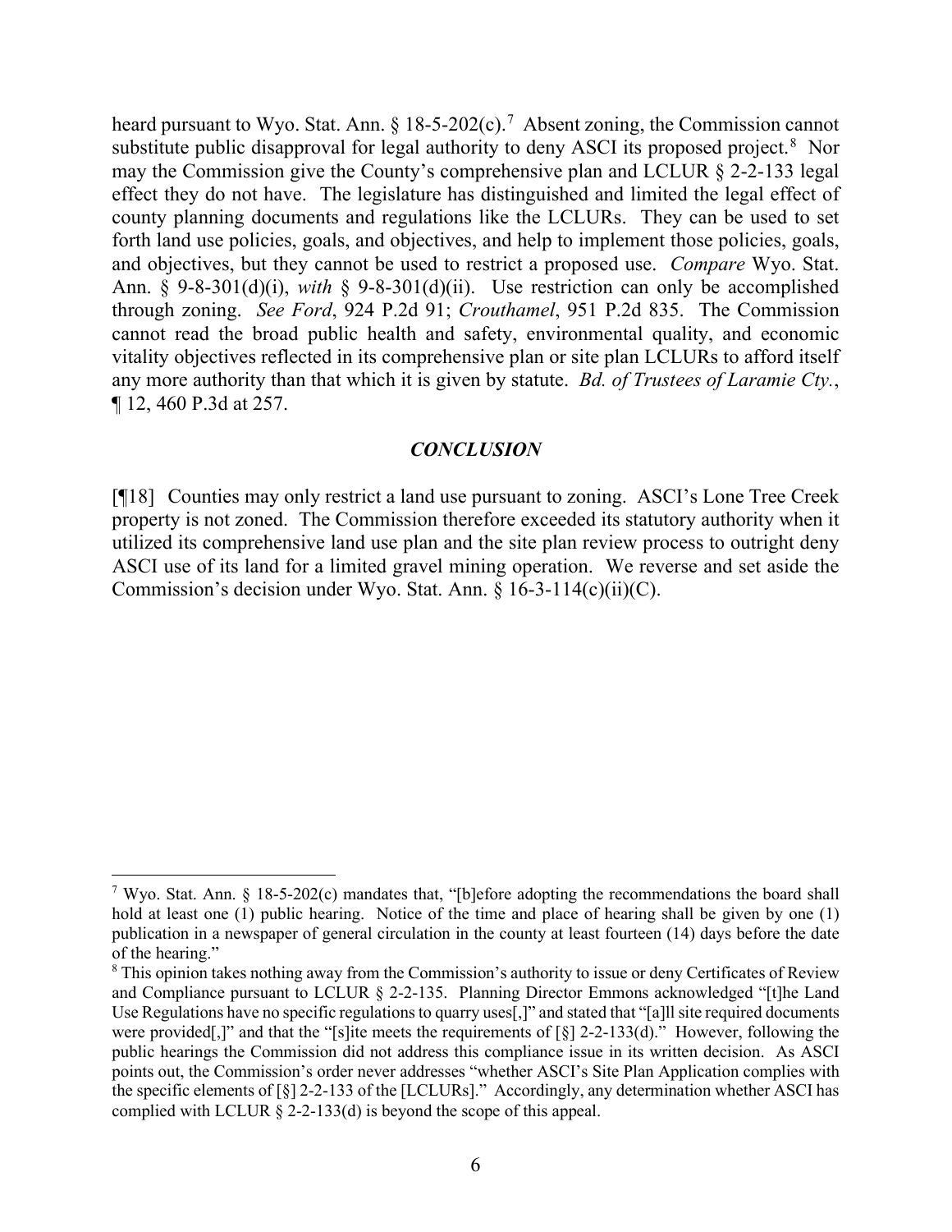heard pursuant to Wyo. Stat. Ann. § 18-5-202(c).[7] Absent zoning, the Commission cannot substitute public disapproval for legal authority to deny ASCI its proposed project.[8] Nor may the Commission give the County's comprehensive plan and LCLUR § 2-2-133 legal effect they do not have. The legislature has distinguished and limited the legal effect of county planning documents and regulations like the LCLURs. They can be used to set forth land use policies, goals, and objectives, and help to implement those policies, goals, and objectives, but they cannot be used to restrict a proposed use. *Compare* Wyo. Stat. Ann. § 9-8-301(d)(i), *with* § 9-8-301(d)(ii). Use restriction can only be accomplished through zoning. *See Ford*, 924 P.2d 91; *Crouthamel*, 951 P.2d 835. The Commission cannot read the broad public health and safety, environmental quality, and economic vitality objectives reflected in its comprehensive plan or site plan LCLURs to afford itself any more authority than that which it is given by statute. *Bd. of Trustees of Laramie Cty.*, ¶ 12, 460 P.3d at 257.

## ***CONCLUSION***

[¶18] Counties may only restrict a land use pursuant to zoning. ASCI's Lone Tree Creek property is not zoned. The Commission therefore exceeded its statutory authority when it utilized its comprehensive land use plan and the site plan review process to outright deny ASCI use of its land for a limited gravel mining operation. We reverse and set aside the Commission's decision under Wyo. Stat. Ann. § 16-3-114(c)(ii)(C).

---

[7] Wyo. Stat. Ann. § 18-5-202(c) mandates that, "[b]efore adopting the recommendations the board shall hold at least one (1) public hearing. Notice of the time and place of hearing shall be given by one (1) publication in a newspaper of general circulation in the county at least fourteen (14) days before the date of the hearing."

[8] This opinion takes nothing away from the Commission's authority to issue or deny Certificates of Review and Compliance pursuant to LCLUR § 2-2-135. Planning Director Emmons acknowledged "[t]he Land Use Regulations have no specific regulations to quarry uses[,]" and stated that "[a]ll site required documents were provided[,]" and that the "[s]ite meets the requirements of [§] 2-2-133(d)." However, following the public hearings the Commission did not address this compliance issue in its written decision. As ASCI points out, the Commission's order never addresses "whether ASCI's Site Plan Application complies with the specific elements of [§] 2-2-133 of the [LCLURs]." Accordingly, any determination whether ASCI has complied with LCLUR § 2-2-133(d) is beyond the scope of this appeal.